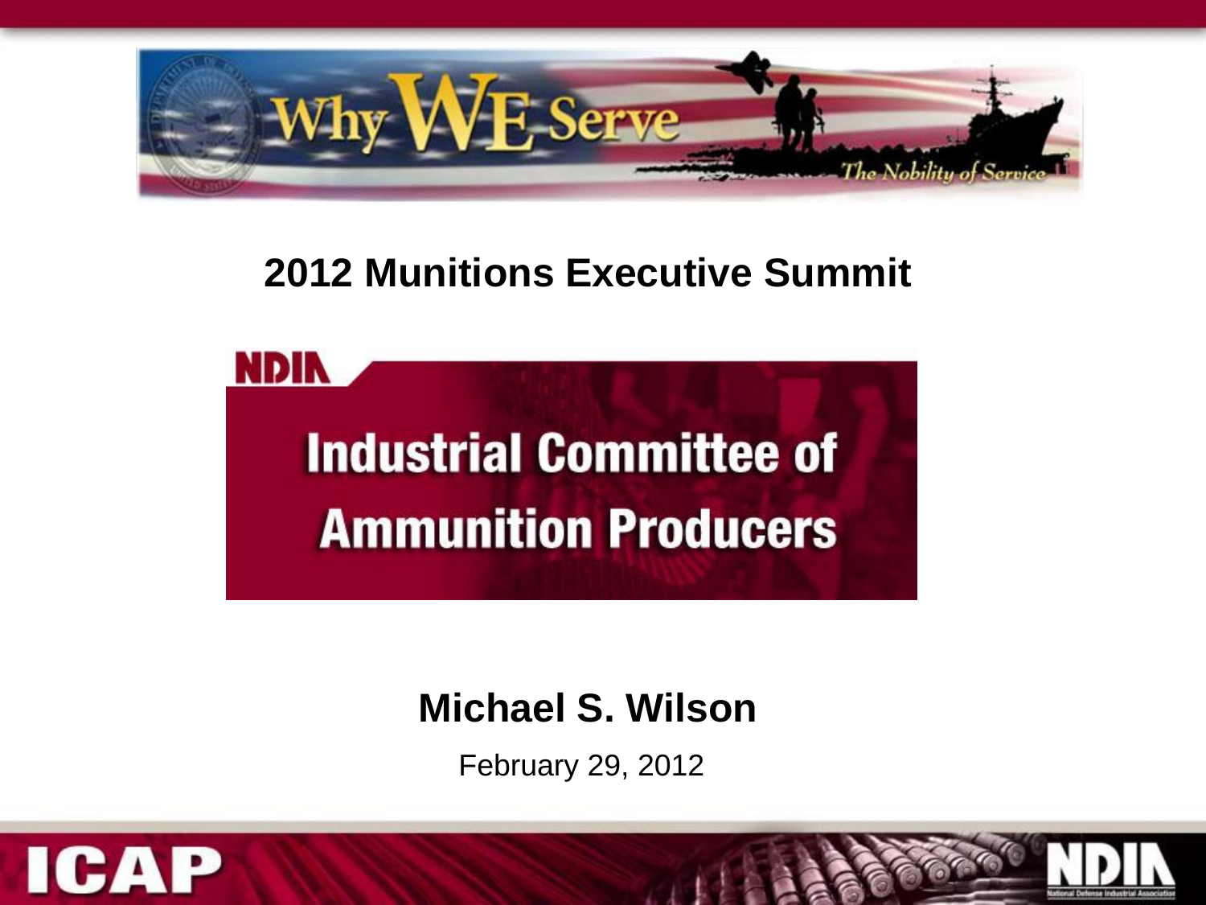Why WE Serve

The Nobility of Service

# 2012 Munitions Executive Summit

NDIA

## Industrial Committee of Ammunition Producers

**Michael S. Wilson**

February 29, 2012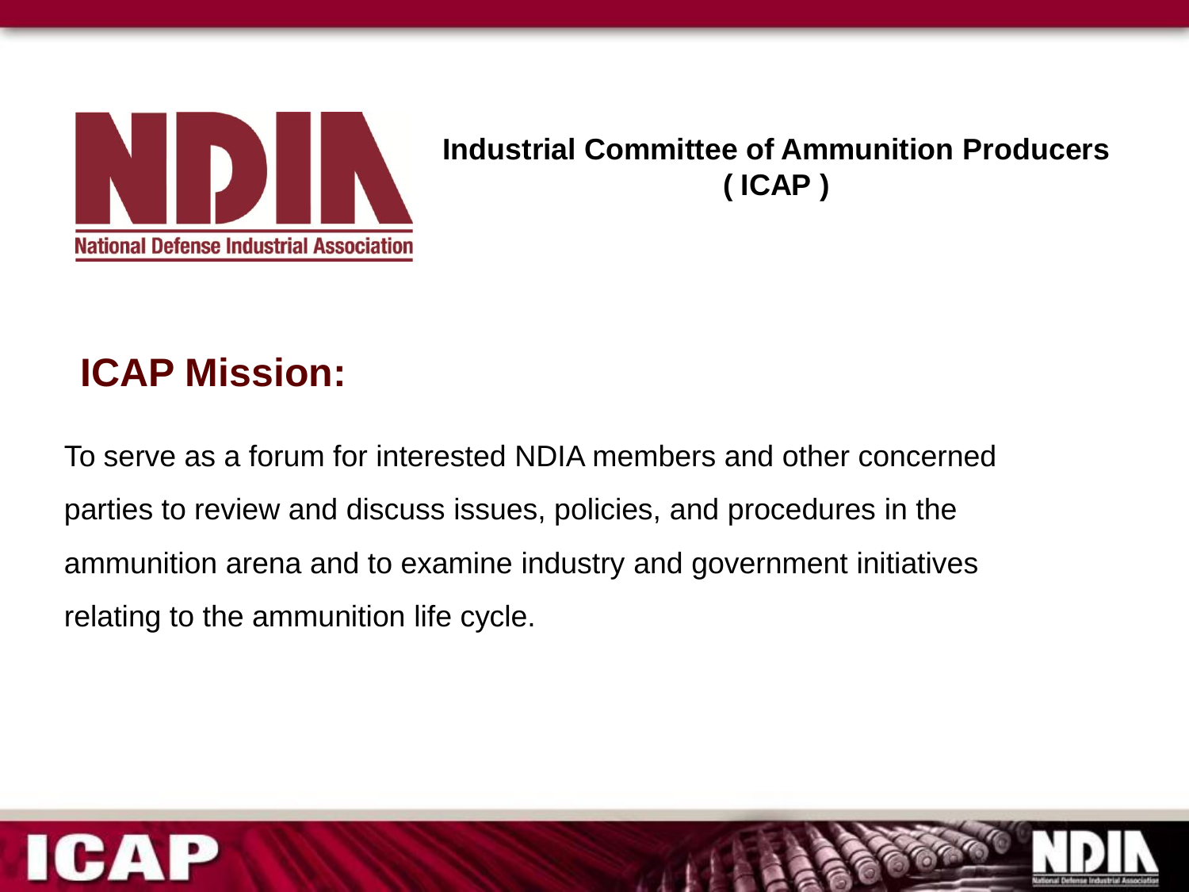**Industrial Committee of Ammunition Producers ( ICAP )**

## ICAP Mission:

To serve as a forum for interested NDIA members and other concerned parties to review and discuss issues, policies, and procedures in the ammunition arena and to examine industry and government initiatives relating to the ammunition life cycle.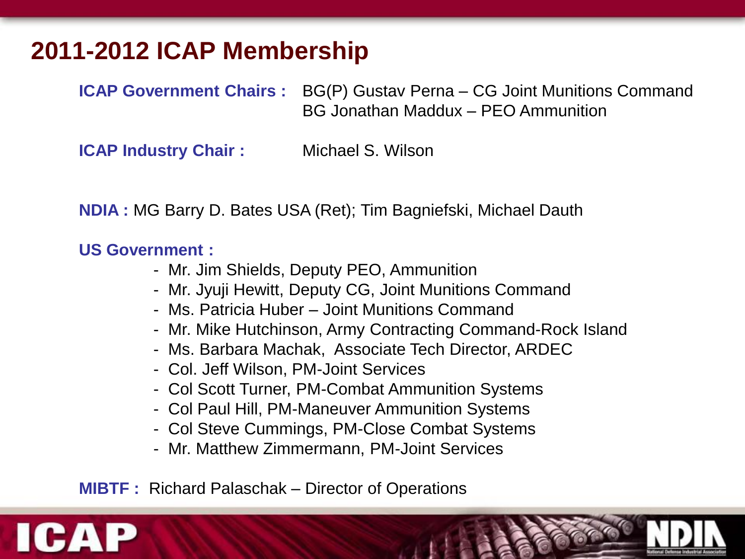# 2011-2012 ICAP Membership

**ICAP Government Chairs :** BG(P) Gustav Perna – CG Joint Munitions Command
BG Jonathan Maddux – PEO Ammunition

**ICAP Industry Chair :** Michael S. Wilson

**NDIA :** MG Barry D. Bates USA (Ret); Tim Bagniefski, Michael Dauth

**US Government :**

- Mr. Jim Shields, Deputy PEO, Ammunition
- Mr. Jyuji Hewitt, Deputy CG, Joint Munitions Command
- Ms. Patricia Huber – Joint Munitions Command
- Mr. Mike Hutchinson, Army Contracting Command-Rock Island
- Ms. Barbara Machak, Associate Tech Director, ARDEC
- Col. Jeff Wilson, PM-Joint Services
- Col Scott Turner, PM-Combat Ammunition Systems
- Col Paul Hill, PM-Maneuver Ammunition Systems
- Col Steve Cummings, PM-Close Combat Systems
- Mr. Matthew Zimmermann, PM-Joint Services

**MIBTF :** Richard Palaschak – Director of Operations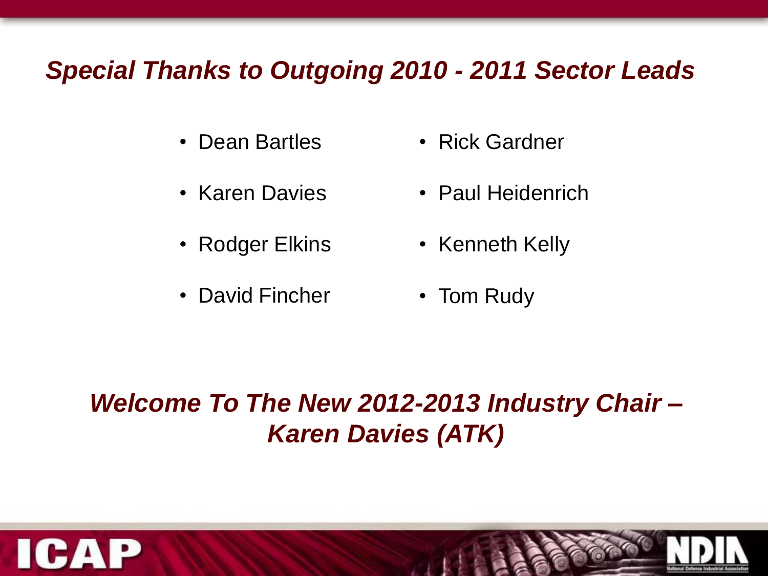## *Special Thanks to Outgoing 2010 - 2011 Sector Leads*

- Dean Bartles
- Karen Davies
- Rodger Elkins
- David Fincher
- Rick Gardner
- Paul Heidenrich
- Kenneth Kelly
- Tom Rudy

## *Welcome To The New 2012-2013 Industry Chair – Karen Davies (ATK)*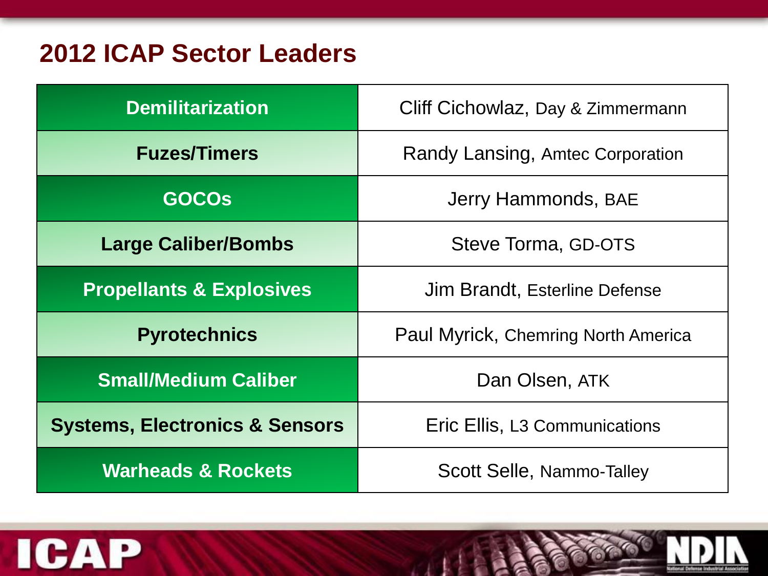## 2012 ICAP Sector Leaders

| Sector | Leader |
|---|---|
| **Demilitarization** | Cliff Cichowlaz, Day & Zimmermann |
| **Fuzes/Timers** | Randy Lansing, Amtec Corporation |
| **GOCOs** | Jerry Hammonds, BAE |
| **Large Caliber/Bombs** | Steve Torma, GD-OTS |
| **Propellants & Explosives** | Jim Brandt, Esterline Defense |
| **Pyrotechnics** | Paul Myrick, Chemring North America |
| **Small/Medium Caliber** | Dan Olsen, ATK |
| **Systems, Electronics & Sensors** | Eric Ellis, L3 Communications |
| **Warheads & Rockets** | Scott Selle, Nammo-Talley |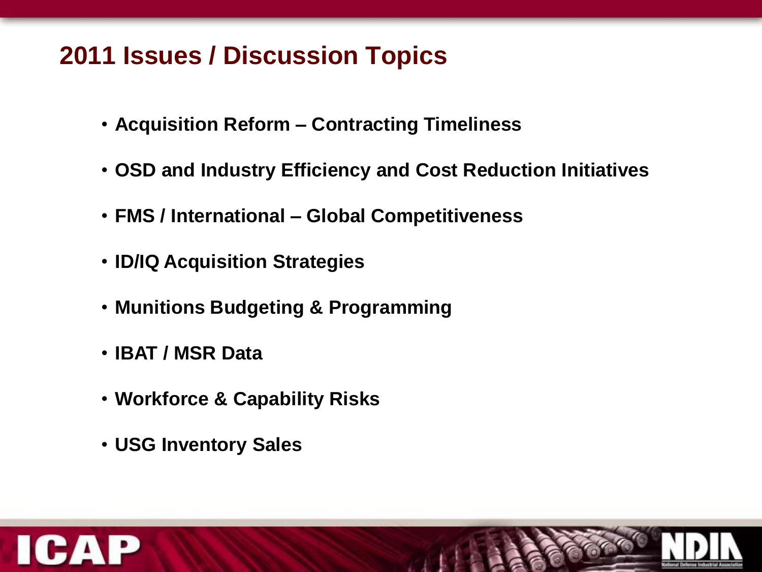## 2011 Issues / Discussion Topics

- Acquisition Reform – Contracting Timeliness
- OSD and Industry Efficiency and Cost Reduction Initiatives
- FMS / International – Global Competitiveness
- ID/IQ Acquisition Strategies
- Munitions Budgeting & Programming
- IBAT / MSR Data
- Workforce & Capability Risks
- USG Inventory Sales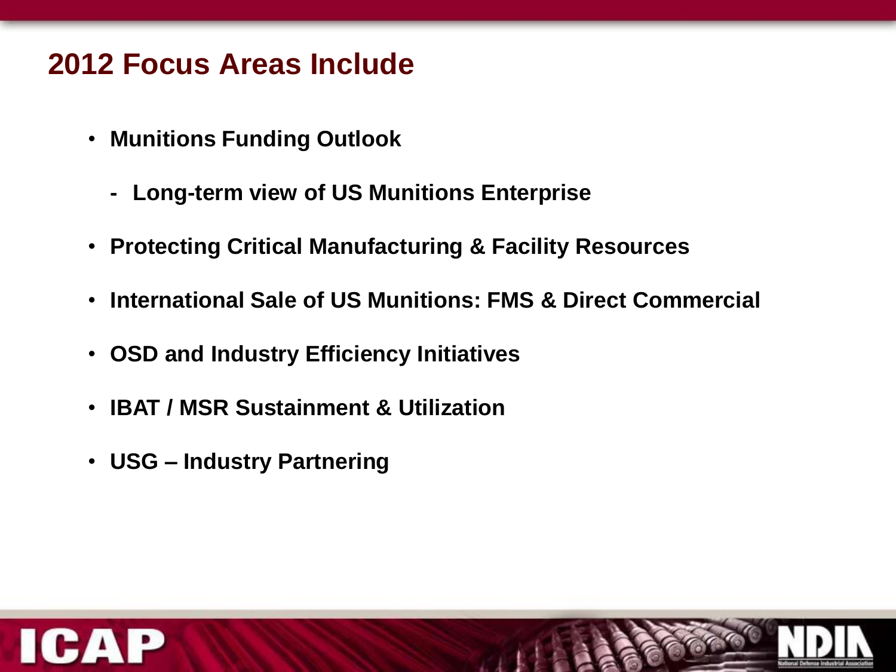# 2012 Focus Areas Include

- **Munitions Funding Outlook**
  - **Long-term view of US Munitions Enterprise**
- **Protecting Critical Manufacturing & Facility Resources**
- **International Sale of US Munitions: FMS & Direct Commercial**
- **OSD and Industry Efficiency Initiatives**
- **IBAT / MSR Sustainment & Utilization**
- **USG – Industry Partnering**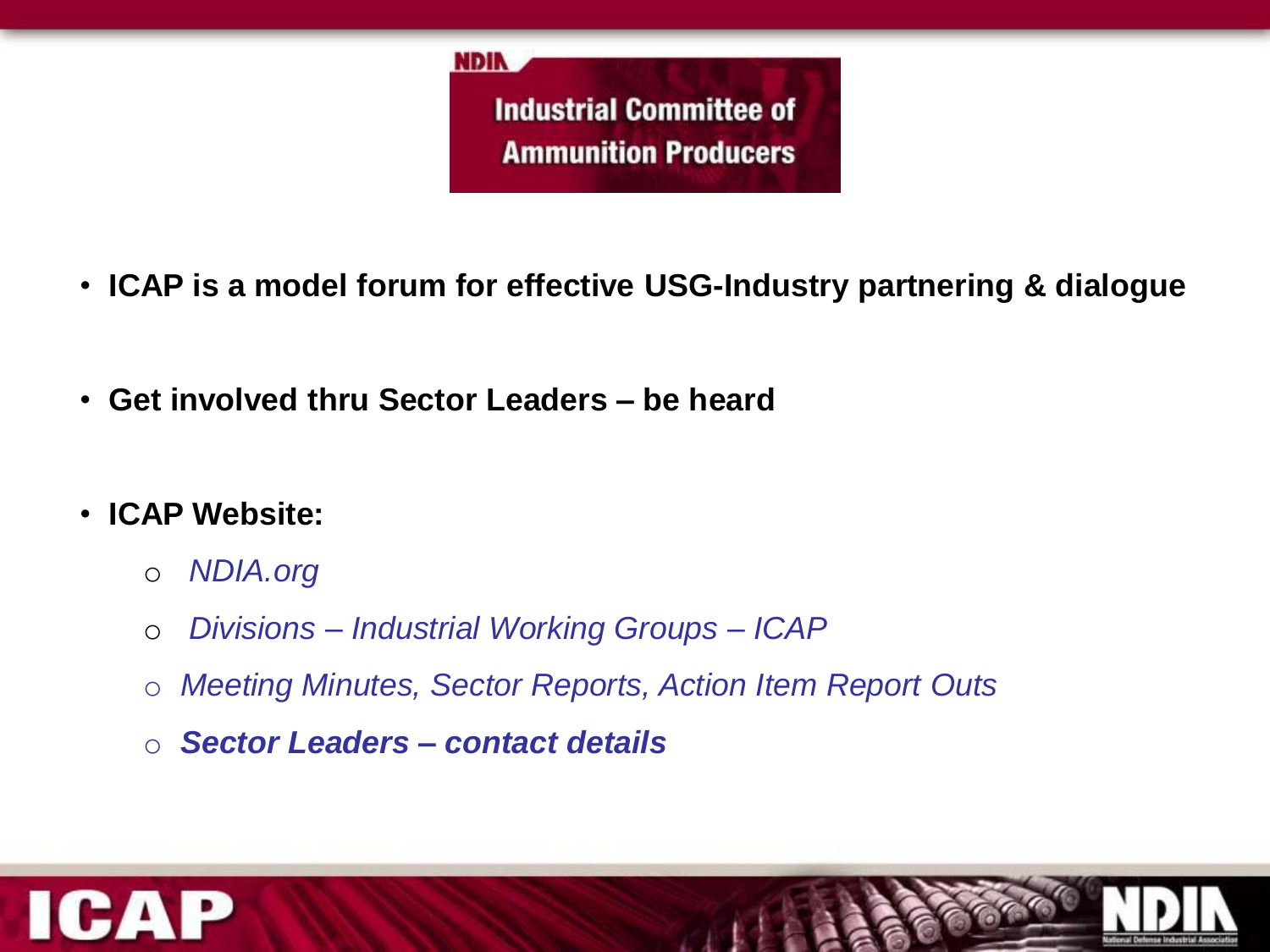NDIA

# Industrial Committee of Ammunition Producers

- **ICAP is a model forum for effective USG-Industry partnering & dialogue**

- **Get involved thru Sector Leaders – be heard**

- **ICAP Website:**
  - *NDIA.org*
  - *Divisions – Industrial Working Groups – ICAP*
  - *Meeting Minutes, Sector Reports, Action Item Report Outs*
  - ***Sector Leaders – contact details***

ICAP

NDIA